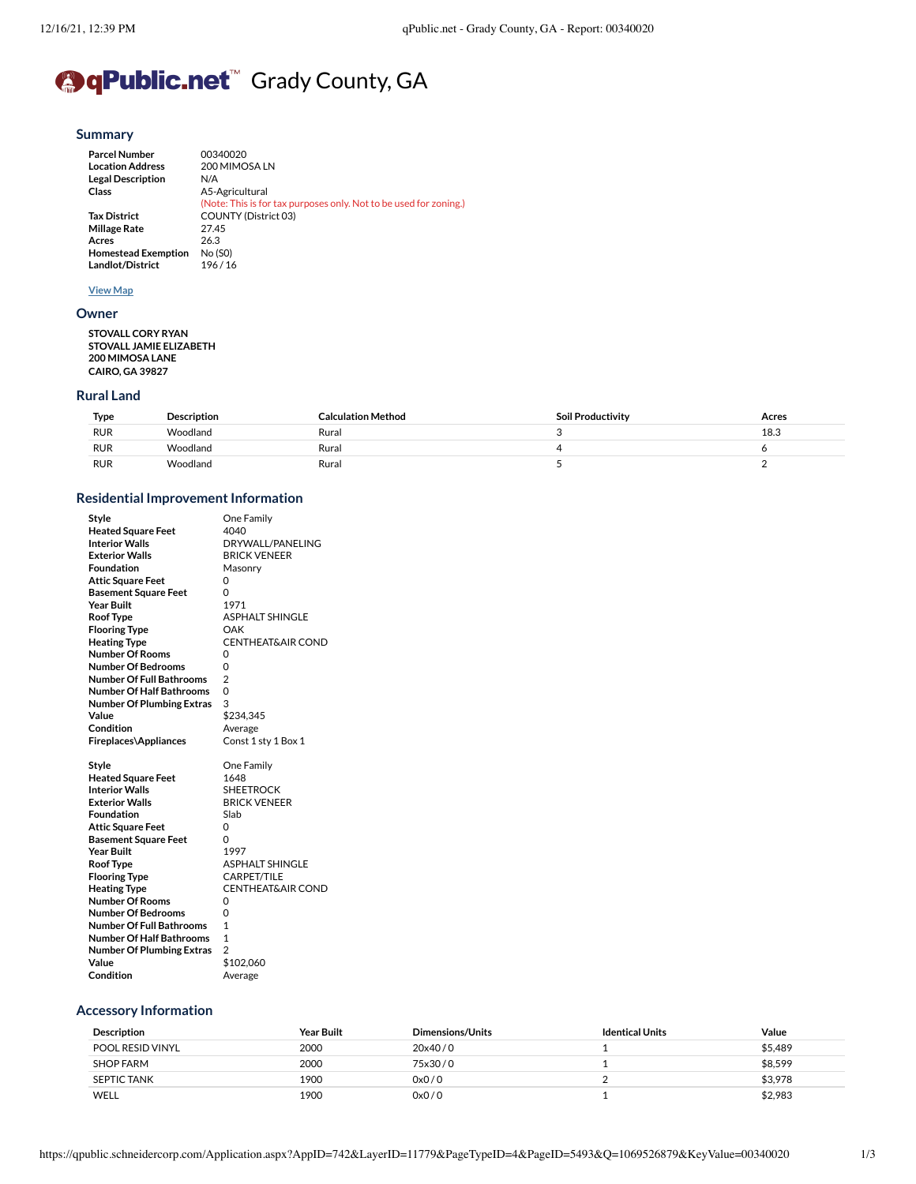# qPublic.net™ Grady County, GA

## Summary

| | |
|---|---|
| **Parcel Number** | 00340020 |
| **Location Address** | 200 MIMOSA LN |
| **Legal Description** | N/A |
| **Class** | A5-Agricultural<br>(Note: This is for tax purposes only. Not to be used for zoning.) |
| **Tax District** | COUNTY (District 03) |
| **Millage Rate** | 27.45 |
| **Acres** | 26.3 |
| **Homestead Exemption** | No (S0) |
| **Landlot/District** | 196 / 16 |

View Map

## Owner

**STOVALL CORY RYAN**
**STOVALL JAMIE ELIZABETH**
**200 MIMOSA LANE**
**CAIRO, GA 39827**

## Rural Land

| Type | Description | Calculation Method | Soil Productivity | Acres |
|---|---|---|---|---|
| RUR | Woodland | Rural | 3 | 18.3 |
| RUR | Woodland | Rural | 4 | 6 |
| RUR | Woodland | Rural | 5 | 2 |

## Residential Improvement Information

| | |
|---|---|
| **Style** | One Family |
| **Heated Square Feet** | 4040 |
| **Interior Walls** | DRYWALL/PANELING |
| **Exterior Walls** | BRICK VENEER |
| **Foundation** | Masonry |
| **Attic Square Feet** | 0 |
| **Basement Square Feet** | 0 |
| **Year Built** | 1971 |
| **Roof Type** | ASPHALT SHINGLE |
| **Flooring Type** | OAK |
| **Heating Type** | CENTHEAT&AIR COND |
| **Number Of Rooms** | 0 |
| **Number Of Bedrooms** | 0 |
| **Number Of Full Bathrooms** | 2 |
| **Number Of Half Bathrooms** | 0 |
| **Number Of Plumbing Extras** | 3 |
| **Value** | $234,345 |
| **Condition** | Average |
| **Fireplaces\Appliances** | Const 1 sty 1 Box 1 |

| | |
|---|---|
| **Style** | One Family |
| **Heated Square Feet** | 1648 |
| **Interior Walls** | SHEETROCK |
| **Exterior Walls** | BRICK VENEER |
| **Foundation** | Slab |
| **Attic Square Feet** | 0 |
| **Basement Square Feet** | 0 |
| **Year Built** | 1997 |
| **Roof Type** | ASPHALT SHINGLE |
| **Flooring Type** | CARPET/TILE |
| **Heating Type** | CENTHEAT&AIR COND |
| **Number Of Rooms** | 0 |
| **Number Of Bedrooms** | 0 |
| **Number Of Full Bathrooms** | 1 |
| **Number Of Half Bathrooms** | 1 |
| **Number Of Plumbing Extras** | 2 |
| **Value** | $102,060 |
| **Condition** | Average |

## Accessory Information

| Description | Year Built | Dimensions/Units | Identical Units | Value |
|---|---|---|---|---|
| POOL RESID VINYL | 2000 | 20x40 / 0 | 1 | $5,489 |
| SHOP FARM | 2000 | 75x30 / 0 | 1 | $8,599 |
| SEPTIC TANK | 1900 | 0x0 / 0 | 2 | $3,978 |
| WELL | 1900 | 0x0 / 0 | 1 | $2,983 |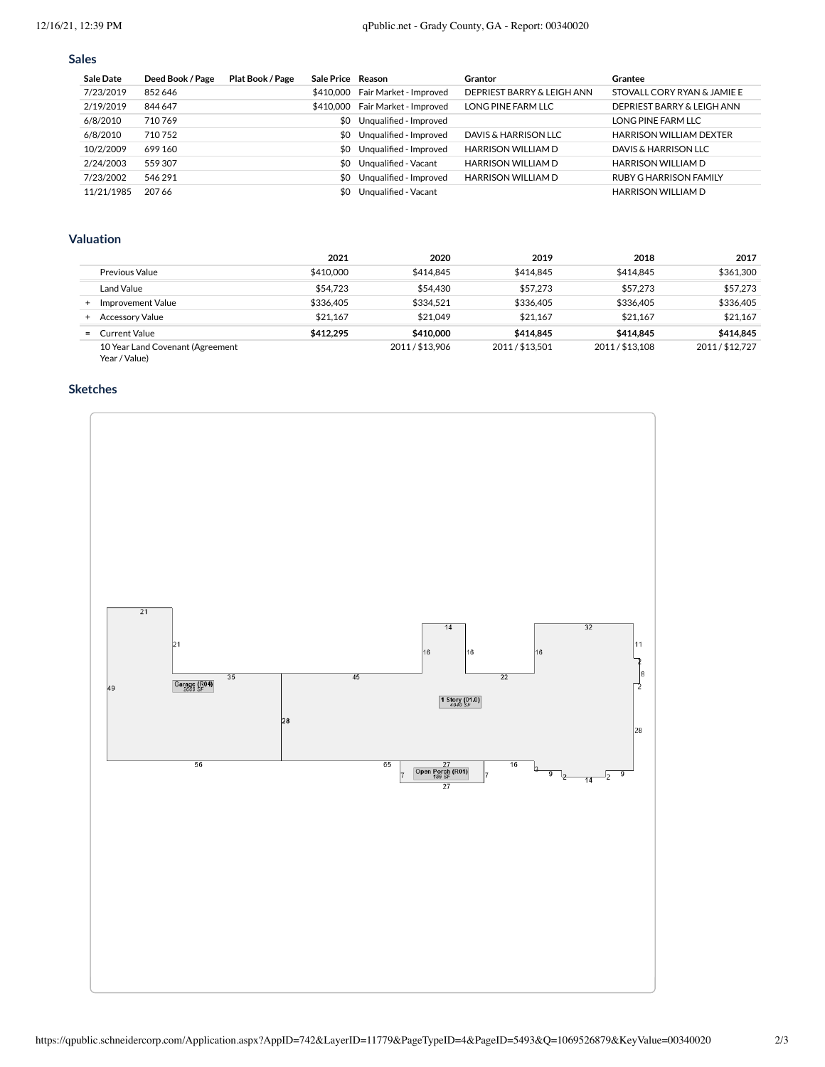## Sales

| Sale Date | Deed Book / Page | Plat Book / Page | Sale Price | Reason | Grantor | Grantee |
|---|---|---|---|---|---|---|
| 7/23/2019 | 852 646 | | $410,000 | Fair Market - Improved | DEPRIEST BARRY & LEIGH ANN | STOVALL CORY RYAN & JAMIE E |
| 2/19/2019 | 844 647 | | $410,000 | Fair Market - Improved | LONG PINE FARM LLC | DEPRIEST BARRY & LEIGH ANN |
| 6/8/2010 | 710 769 | | $0 | Unqualified - Improved | | LONG PINE FARM LLC |
| 6/8/2010 | 710 752 | | $0 | Unqualified - Improved | DAVIS & HARRISON LLC | HARRISON WILLIAM DEXTER |
| 10/2/2009 | 699 160 | | $0 | Unqualified - Improved | HARRISON WILLIAM D | DAVIS & HARRISON LLC |
| 2/24/2003 | 559 307 | | $0 | Unqualified - Vacant | HARRISON WILLIAM D | HARRISON WILLIAM D |
| 7/23/2002 | 546 291 | | $0 | Unqualified - Improved | HARRISON WILLIAM D | RUBY G HARRISON FAMILY |
| 11/21/1985 | 207 66 | | $0 | Unqualified - Vacant | | HARRISON WILLIAM D |

## Valuation

| | | 2021 | 2020 | 2019 | 2018 | 2017 |
|---|---|---|---|---|---|---|
| | Previous Value | $410,000 | $414,845 | $414,845 | $414,845 | $361,300 |
| | Land Value | $54,723 | $54,430 | $57,273 | $57,273 | $57,273 |
| + | Improvement Value | $336,405 | $334,521 | $336,405 | $336,405 | $336,405 |
| + | Accessory Value | $21,167 | $21,049 | $21,167 | $21,167 | $21,167 |
| = | Current Value | **$412,295** | **$410,000** | **$414,845** | **$414,845** | **$414,845** |
| | 10 Year Land Covenant (Agreement Year / Value) | | 2011 / $13,906 | 2011 / $13,501 | 2011 / $13,108 | 2011 / $12,727 |

## Sketches

Garage (R04) 2009 SF

1 Story (01.0) 4940 SF

Open Porch (R01) 189 SF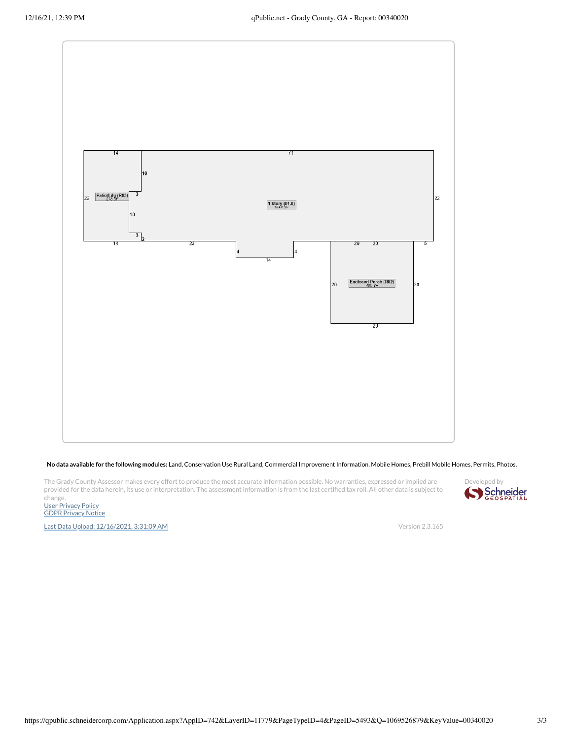14

71

10

Patio/Ldg (R03)
276 SF

22

3

10

1 Story (01.0)
1643 SF

22

3

2

14

23

4

4

14

29

20

5

20

Enclosed Porch (R02)
400 SF

20

20

**No data available for the following modules:** Land, Conservation Use Rural Land, Commercial Improvement Information, Mobile Homes, Prebill Mobile Homes, Permits, Photos.

The Grady County Assessor makes every effort to produce the most accurate information possible. No warranties, expressed or implied are provided for the data herein, its use or interpretation. The assessment information is from the last certified tax roll. All other data is subject to change.

Developed by Schneider GEOSPATIAL

User Privacy Policy

GDPR Privacy Notice

Last Data Upload: 12/16/2021, 3:31:09 AM

Version 2.3.165